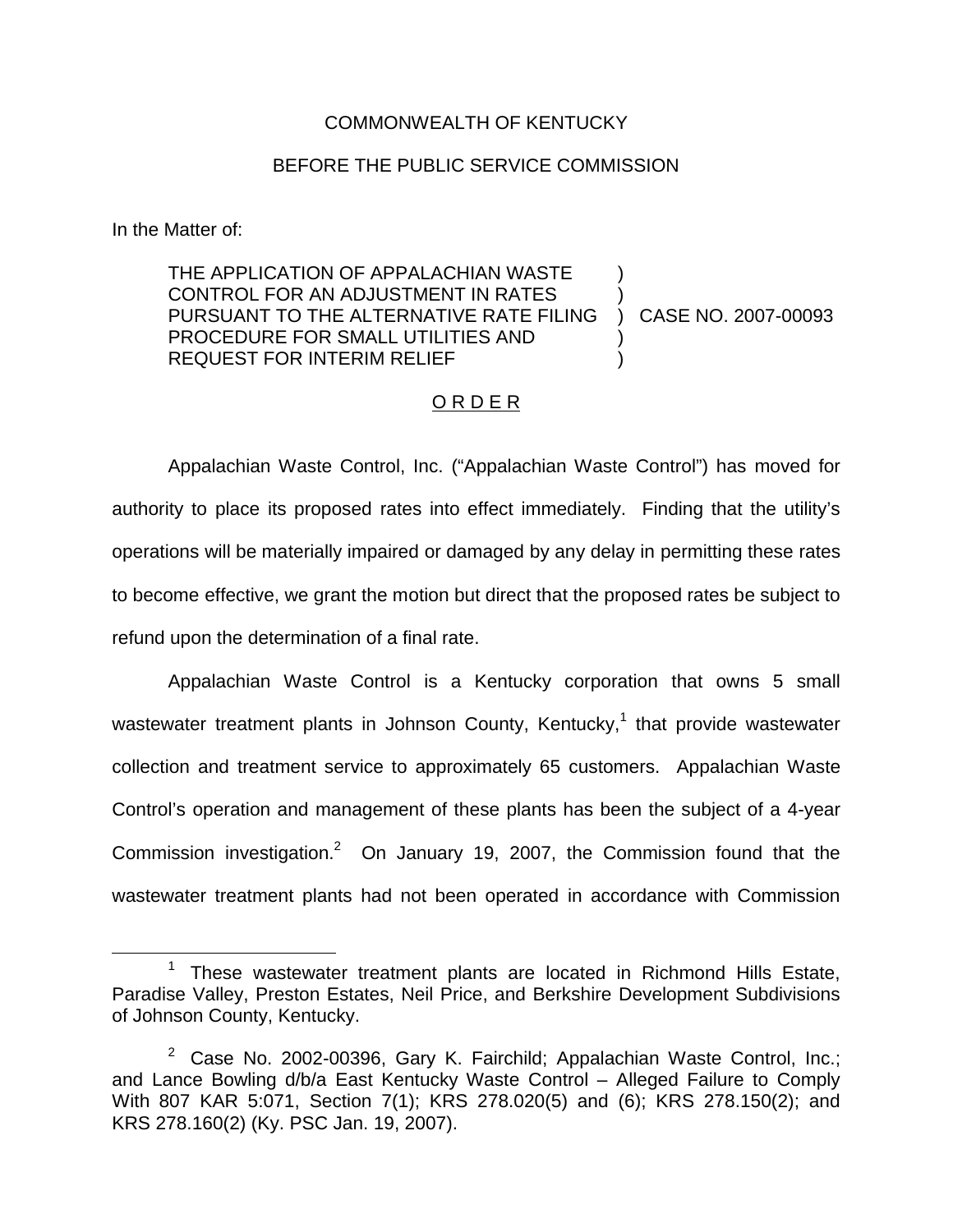COMMONWEALTH OF KENTUCKY

BEFORE THE PUBLIC SERVICE COMMISSION

In the Matter of:

| | | |
|---|---|---|
| THE APPLICATION OF APPALACHIAN WASTE CONTROL FOR AN ADJUSTMENT IN RATES PURSUANT TO THE ALTERNATIVE RATE FILING PROCEDURE FOR SMALL UTILITIES AND REQUEST FOR INTERIM RELIEF | ) | CASE NO. 2007-00093 |

ORDER

Appalachian Waste Control, Inc. ("Appalachian Waste Control") has moved for authority to place its proposed rates into effect immediately. Finding that the utility's operations will be materially impaired or damaged by any delay in permitting these rates to become effective, we grant the motion but direct that the proposed rates be subject to refund upon the determination of a final rate.

Appalachian Waste Control is a Kentucky corporation that owns 5 small wastewater treatment plants in Johnson County, Kentucky,[1] that provide wastewater collection and treatment service to approximately 65 customers. Appalachian Waste Control's operation and management of these plants has been the subject of a 4-year Commission investigation.[2] On January 19, 2007, the Commission found that the wastewater treatment plants had not been operated in accordance with Commission

[1] These wastewater treatment plants are located in Richmond Hills Estate, Paradise Valley, Preston Estates, Neil Price, and Berkshire Development Subdivisions of Johnson County, Kentucky.

[2] Case No. 2002-00396, Gary K. Fairchild; Appalachian Waste Control, Inc.; and Lance Bowling d/b/a East Kentucky Waste Control – Alleged Failure to Comply With 807 KAR 5:071, Section 7(1); KRS 278.020(5) and (6); KRS 278.150(2); and KRS 278.160(2) (Ky. PSC Jan. 19, 2007).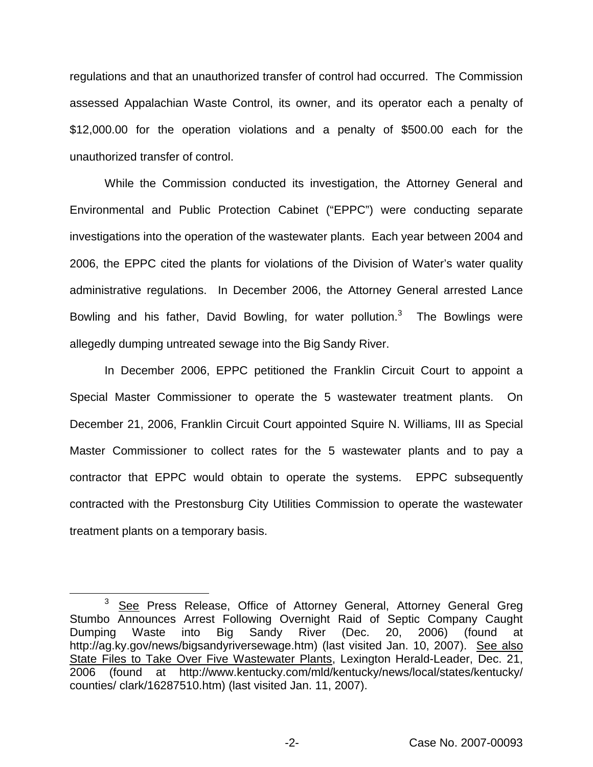regulations and that an unauthorized transfer of control had occurred. The Commission assessed Appalachian Waste Control, its owner, and its operator each a penalty of $12,000.00 for the operation violations and a penalty of $500.00 each for the unauthorized transfer of control.

While the Commission conducted its investigation, the Attorney General and Environmental and Public Protection Cabinet ("EPPC") were conducting separate investigations into the operation of the wastewater plants. Each year between 2004 and 2006, the EPPC cited the plants for violations of the Division of Water's water quality administrative regulations. In December 2006, the Attorney General arrested Lance Bowling and his father, David Bowling, for water pollution.[3] The Bowlings were allegedly dumping untreated sewage into the Big Sandy River.

In December 2006, EPPC petitioned the Franklin Circuit Court to appoint a Special Master Commissioner to operate the 5 wastewater treatment plants. On December 21, 2006, Franklin Circuit Court appointed Squire N. Williams, III as Special Master Commissioner to collect rates for the 5 wastewater plants and to pay a contractor that EPPC would obtain to operate the systems. EPPC subsequently contracted with the Prestonsburg City Utilities Commission to operate the wastewater treatment plants on a temporary basis.

---

[3] See Press Release, Office of Attorney General, Attorney General Greg Stumbo Announces Arrest Following Overnight Raid of Septic Company Caught Dumping Waste into Big Sandy River (Dec. 20, 2006) (found at http://ag.ky.gov/news/bigsandyriversewage.htm) (last visited Jan. 10, 2007). See also State Files to Take Over Five Wastewater Plants, Lexington Herald-Leader, Dec. 21, 2006 (found at http://www.kentucky.com/mld/kentucky/news/local/states/kentucky/counties/ clark/16287510.htm) (last visited Jan. 11, 2007).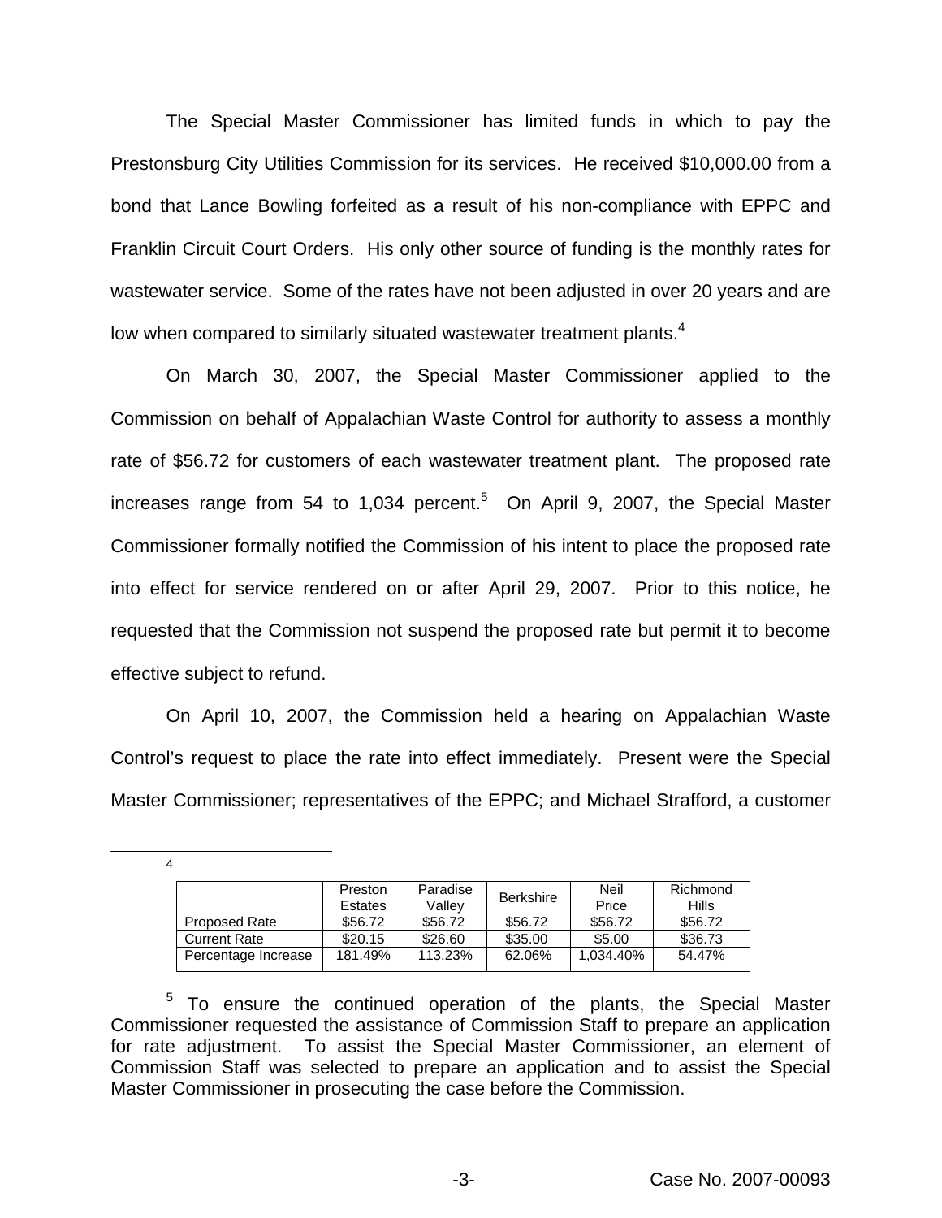The Special Master Commissioner has limited funds in which to pay the Prestonsburg City Utilities Commission for its services. He received $10,000.00 from a bond that Lance Bowling forfeited as a result of his non-compliance with EPPC and Franklin Circuit Court Orders. His only other source of funding is the monthly rates for wastewater service. Some of the rates have not been adjusted in over 20 years and are low when compared to similarly situated wastewater treatment plants.[4]

On March 30, 2007, the Special Master Commissioner applied to the Commission on behalf of Appalachian Waste Control for authority to assess a monthly rate of $56.72 for customers of each wastewater treatment plant. The proposed rate increases range from 54 to 1,034 percent.[5] On April 9, 2007, the Special Master Commissioner formally notified the Commission of his intent to place the proposed rate into effect for service rendered on or after April 29, 2007. Prior to this notice, he requested that the Commission not suspend the proposed rate but permit it to become effective subject to refund.

On April 10, 2007, the Commission held a hearing on Appalachian Waste Control's request to place the rate into effect immediately. Present were the Special Master Commissioner; representatives of the EPPC; and Michael Strafford, a customer

---

[4]

| | Preston Estates | Paradise Valley | Berkshire | Neil Price | Richmond Hills |
|---|---|---|---|---|---|
| Proposed Rate | $56.72 | $56.72 | $56.72 | $56.72 | $56.72 |
| Current Rate | $20.15 | $26.60 | $35.00 | $5.00 | $36.73 |
| Percentage Increase | 181.49% | 113.23% | 62.06% | 1,034.40% | 54.47% |

[5] To ensure the continued operation of the plants, the Special Master Commissioner requested the assistance of Commission Staff to prepare an application for rate adjustment. To assist the Special Master Commissioner, an element of Commission Staff was selected to prepare an application and to assist the Special Master Commissioner in prosecuting the case before the Commission.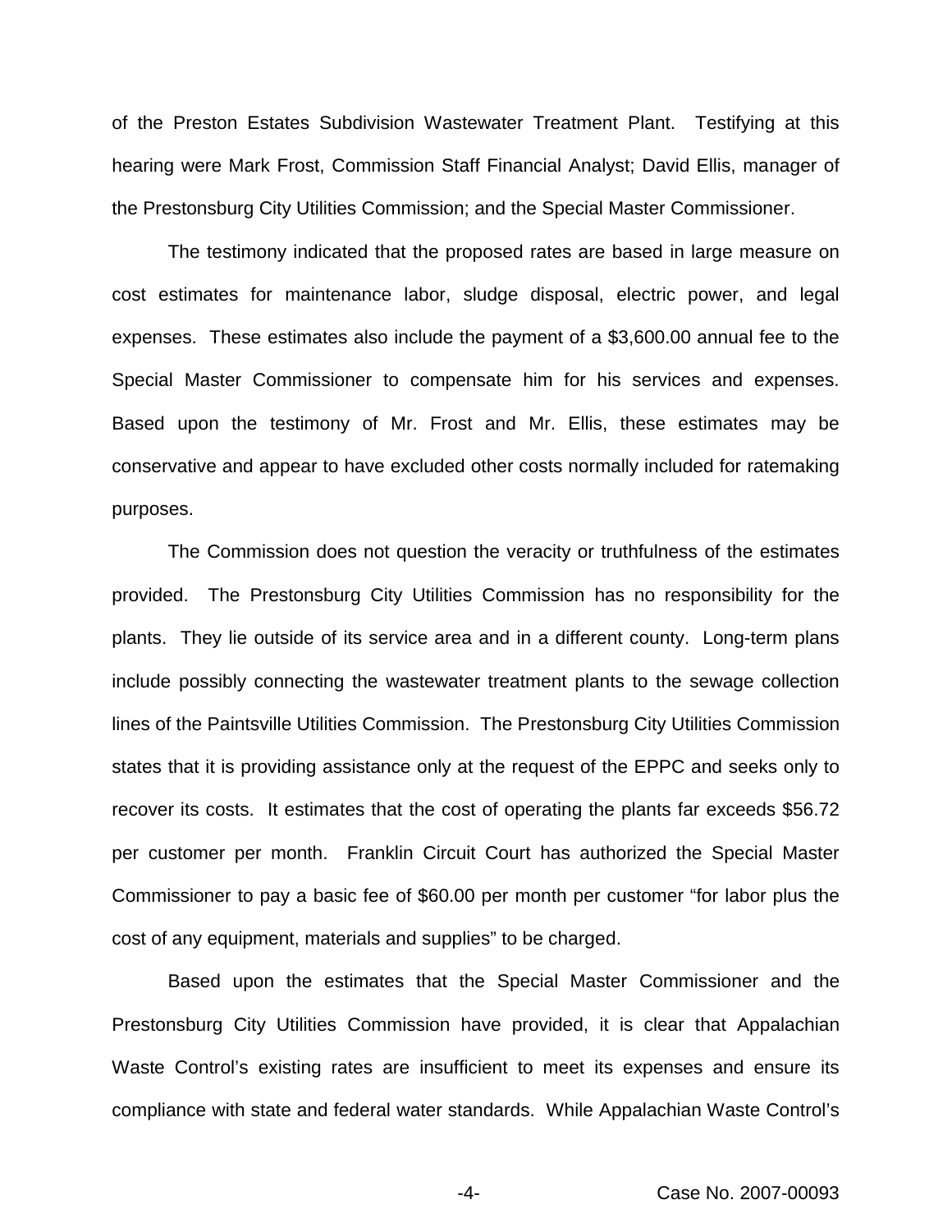of the Preston Estates Subdivision Wastewater Treatment Plant. Testifying at this hearing were Mark Frost, Commission Staff Financial Analyst; David Ellis, manager of the Prestonsburg City Utilities Commission; and the Special Master Commissioner.

The testimony indicated that the proposed rates are based in large measure on cost estimates for maintenance labor, sludge disposal, electric power, and legal expenses. These estimates also include the payment of a $3,600.00 annual fee to the Special Master Commissioner to compensate him for his services and expenses. Based upon the testimony of Mr. Frost and Mr. Ellis, these estimates may be conservative and appear to have excluded other costs normally included for ratemaking purposes.

The Commission does not question the veracity or truthfulness of the estimates provided. The Prestonsburg City Utilities Commission has no responsibility for the plants. They lie outside of its service area and in a different county. Long-term plans include possibly connecting the wastewater treatment plants to the sewage collection lines of the Paintsville Utilities Commission. The Prestonsburg City Utilities Commission states that it is providing assistance only at the request of the EPPC and seeks only to recover its costs. It estimates that the cost of operating the plants far exceeds $56.72 per customer per month. Franklin Circuit Court has authorized the Special Master Commissioner to pay a basic fee of $60.00 per month per customer "for labor plus the cost of any equipment, materials and supplies" to be charged.

Based upon the estimates that the Special Master Commissioner and the Prestonsburg City Utilities Commission have provided, it is clear that Appalachian Waste Control's existing rates are insufficient to meet its expenses and ensure its compliance with state and federal water standards. While Appalachian Waste Control's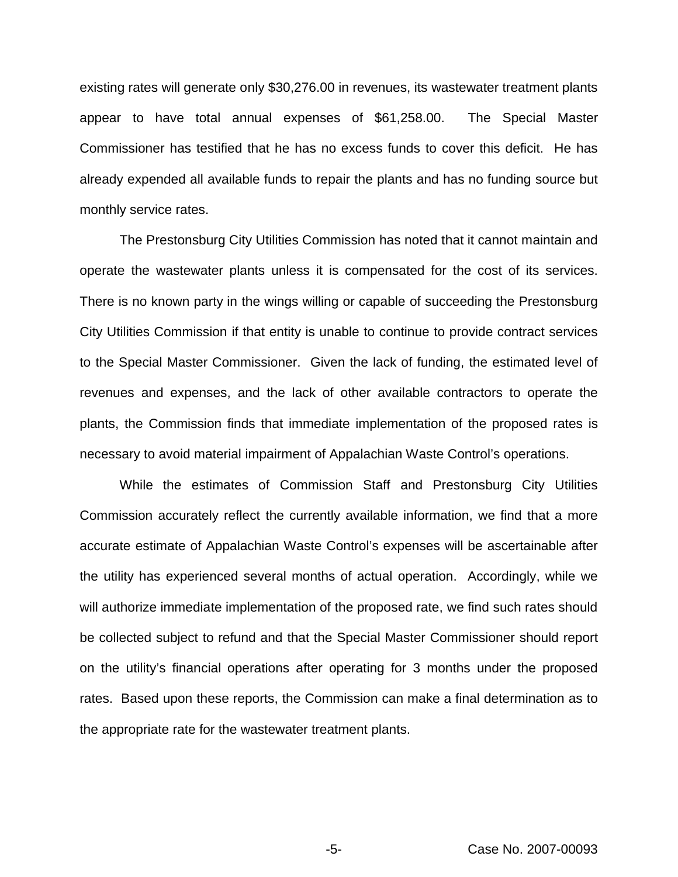existing rates will generate only $30,276.00 in revenues, its wastewater treatment plants appear to have total annual expenses of $61,258.00. The Special Master Commissioner has testified that he has no excess funds to cover this deficit. He has already expended all available funds to repair the plants and has no funding source but monthly service rates.

The Prestonsburg City Utilities Commission has noted that it cannot maintain and operate the wastewater plants unless it is compensated for the cost of its services. There is no known party in the wings willing or capable of succeeding the Prestonsburg City Utilities Commission if that entity is unable to continue to provide contract services to the Special Master Commissioner. Given the lack of funding, the estimated level of revenues and expenses, and the lack of other available contractors to operate the plants, the Commission finds that immediate implementation of the proposed rates is necessary to avoid material impairment of Appalachian Waste Control's operations.

While the estimates of Commission Staff and Prestonsburg City Utilities Commission accurately reflect the currently available information, we find that a more accurate estimate of Appalachian Waste Control's expenses will be ascertainable after the utility has experienced several months of actual operation. Accordingly, while we will authorize immediate implementation of the proposed rate, we find such rates should be collected subject to refund and that the Special Master Commissioner should report on the utility's financial operations after operating for 3 months under the proposed rates. Based upon these reports, the Commission can make a final determination as to the appropriate rate for the wastewater treatment plants.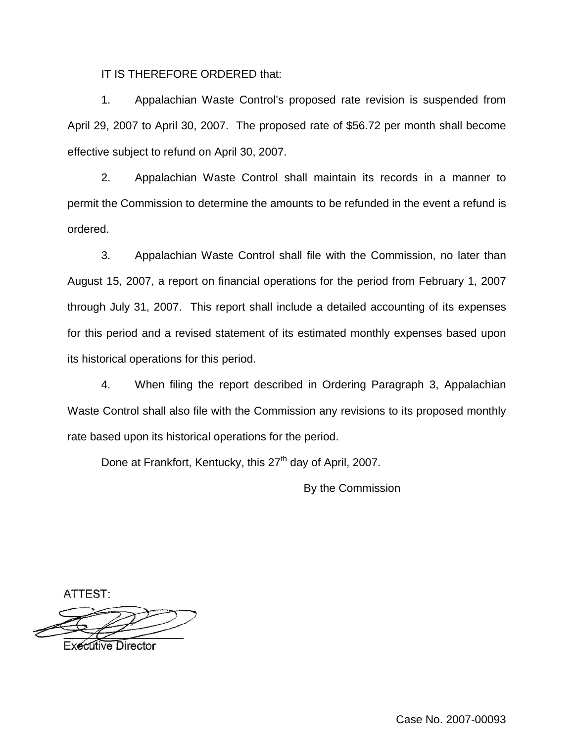IT IS THEREFORE ORDERED that:

1. Appalachian Waste Control's proposed rate revision is suspended from April 29, 2007 to April 30, 2007. The proposed rate of $56.72 per month shall become effective subject to refund on April 30, 2007.

2. Appalachian Waste Control shall maintain its records in a manner to permit the Commission to determine the amounts to be refunded in the event a refund is ordered.

3. Appalachian Waste Control shall file with the Commission, no later than August 15, 2007, a report on financial operations for the period from February 1, 2007 through July 31, 2007. This report shall include a detailed accounting of its expenses for this period and a revised statement of its estimated monthly expenses based upon its historical operations for this period.

4. When filing the report described in Ordering Paragraph 3, Appalachian Waste Control shall also file with the Commission any revisions to its proposed monthly rate based upon its historical operations for the period.

Done at Frankfort, Kentucky, this 27th day of April, 2007.

By the Commission

ATTEST:

Executive Director

Case No. 2007-00093